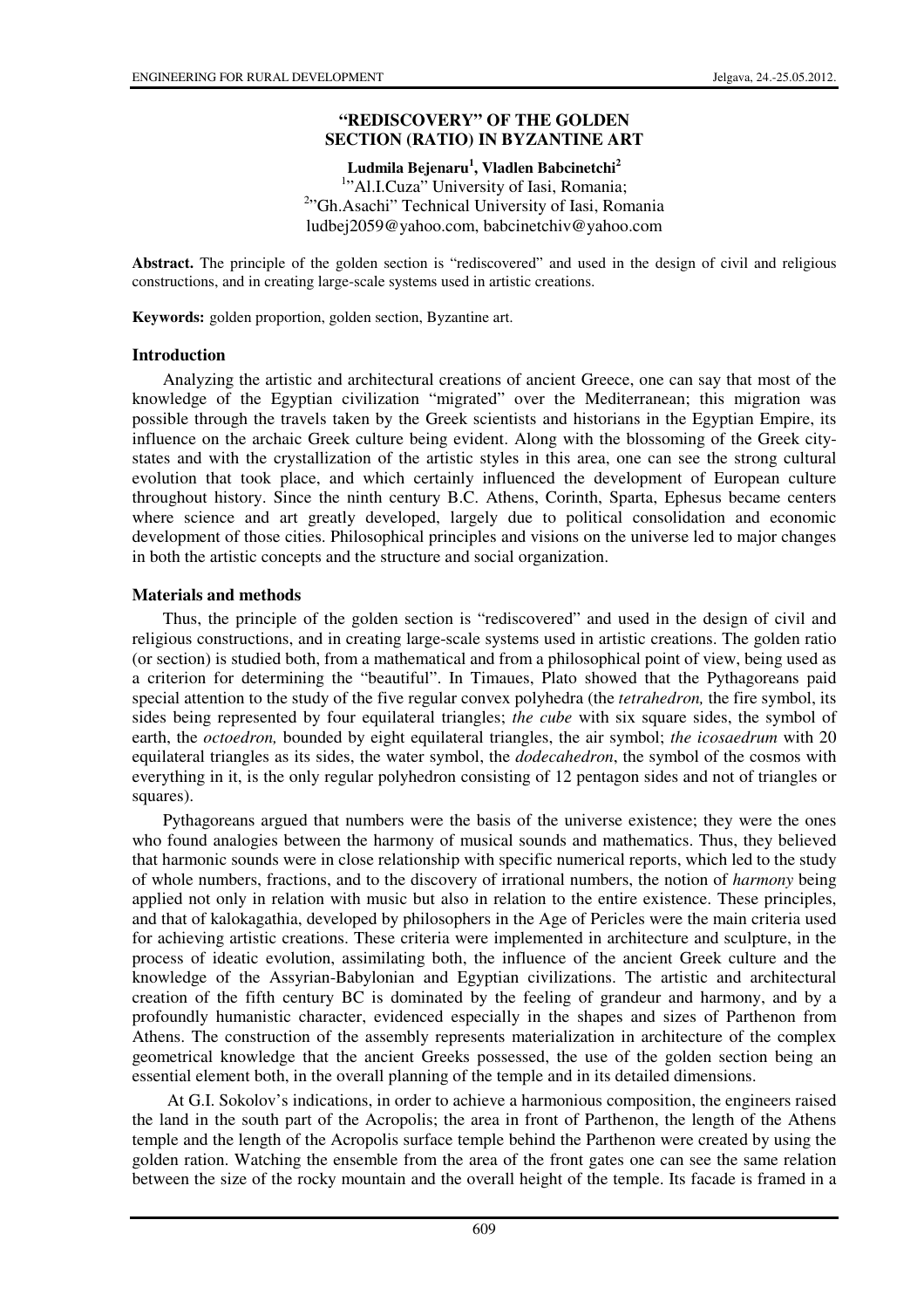# "REDISCOVERY" OF THE GOLDEN SECTION (RATIO) IN BYZANTINE ART

**Ludmila Bejenaru[1], Vladlen Babcinetchi[2]**

[1]"Al.I.Cuza" University of Iasi, Romania;
[2]"Gh.Asachi" Technical University of Iasi, Romania
ludbej2059@yahoo.com, babcinetchiv@yahoo.com

**Abstract.** The principle of the golden section is "rediscovered" and used in the design of civil and religious constructions, and in creating large-scale systems used in artistic creations.

**Keywords:** golden proportion, golden section, Byzantine art.

## Introduction

Analyzing the artistic and architectural creations of ancient Greece, one can say that most of the knowledge of the Egyptian civilization "migrated" over the Mediterranean; this migration was possible through the travels taken by the Greek scientists and historians in the Egyptian Empire, its influence on the archaic Greek culture being evident. Along with the blossoming of the Greek city-states and with the crystallization of the artistic styles in this area, one can see the strong cultural evolution that took place, and which certainly influenced the development of European culture throughout history. Since the ninth century B.C. Athens, Corinth, Sparta, Ephesus became centers where science and art greatly developed, largely due to political consolidation and economic development of those cities. Philosophical principles and visions on the universe led to major changes in both the artistic concepts and the structure and social organization.

## Materials and methods

Thus, the principle of the golden section is "rediscovered" and used in the design of civil and religious constructions, and in creating large-scale systems used in artistic creations. The golden ratio (or section) is studied both, from a mathematical and from a philosophical point of view, being used as a criterion for determining the "beautiful". In Timaues, Plato showed that the Pythagoreans paid special attention to the study of the five regular convex polyhedra (the *tetrahedron,* the fire symbol, its sides being represented by four equilateral triangles; *the cube* with six square sides, the symbol of earth, the *octoedron,* bounded by eight equilateral triangles, the air symbol; *the icosaedrum* with 20 equilateral triangles as its sides, the water symbol, the *dodecahedron*, the symbol of the cosmos with everything in it, is the only regular polyhedron consisting of 12 pentagon sides and not of triangles or squares).

Pythagoreans argued that numbers were the basis of the universe existence; they were the ones who found analogies between the harmony of musical sounds and mathematics. Thus, they believed that harmonic sounds were in close relationship with specific numerical reports, which led to the study of whole numbers, fractions, and to the discovery of irrational numbers, the notion of *harmony* being applied not only in relation with music but also in relation to the entire existence. These principles, and that of kalokagathia, developed by philosophers in the Age of Pericles were the main criteria used for achieving artistic creations. These criteria were implemented in architecture and sculpture, in the process of ideatic evolution, assimilating both, the influence of the ancient Greek culture and the knowledge of the Assyrian-Babylonian and Egyptian civilizations. The artistic and architectural creation of the fifth century BC is dominated by the feeling of grandeur and harmony, and by a profoundly humanistic character, evidenced especially in the shapes and sizes of Parthenon from Athens. The construction of the assembly represents materialization in architecture of the complex geometrical knowledge that the ancient Greeks possessed, the use of the golden section being an essential element both, in the overall planning of the temple and in its detailed dimensions.

At G.I. Sokolov's indications, in order to achieve a harmonious composition, the engineers raised the land in the south part of the Acropolis; the area in front of Parthenon, the length of the Athens temple and the length of the Acropolis surface temple behind the Parthenon were created by using the golden ration. Watching the ensemble from the area of the front gates one can see the same relation between the size of the rocky mountain and the overall height of the temple. Its facade is framed in a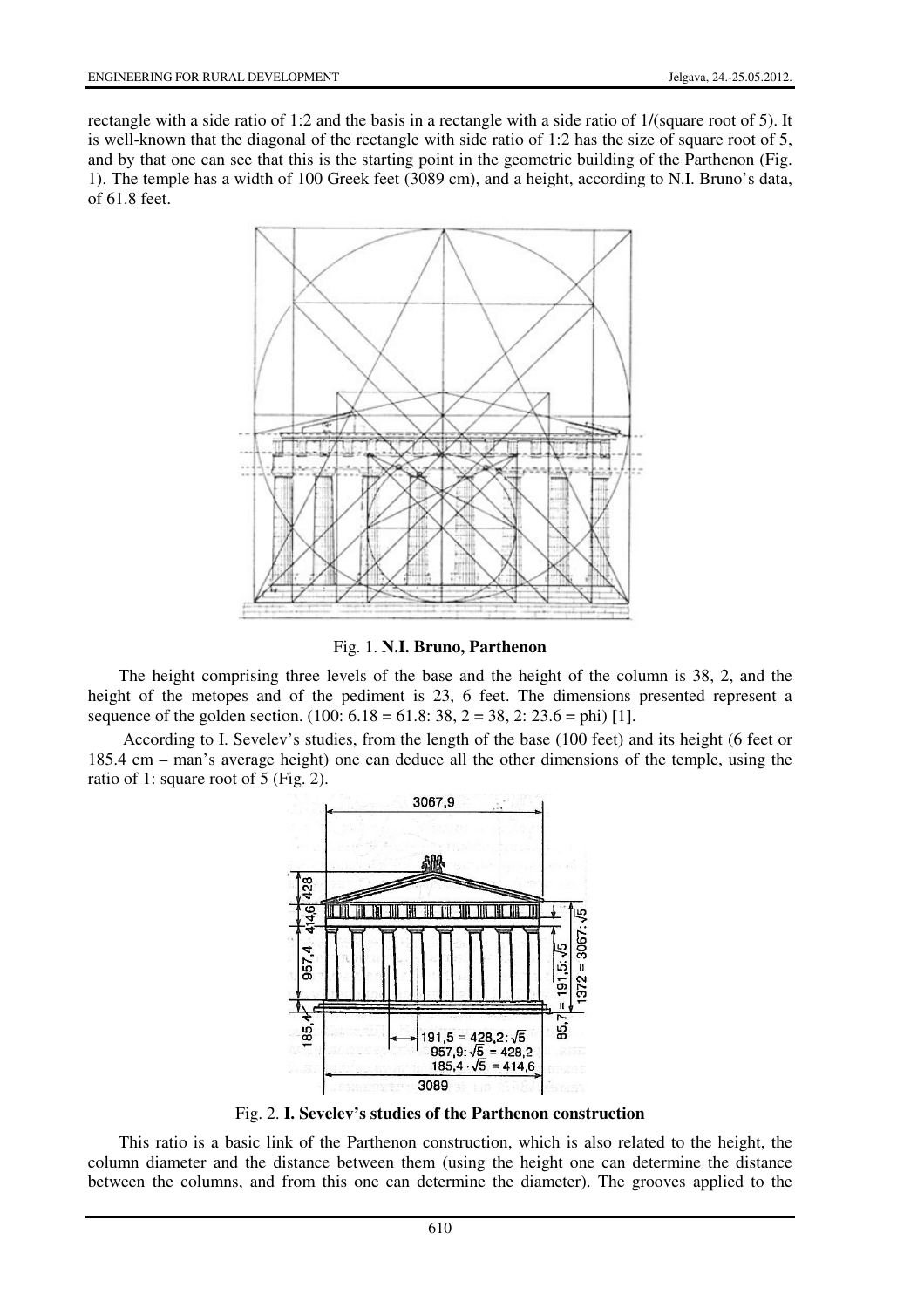rectangle with a side ratio of 1:2 and the basis in a rectangle with a side ratio of 1/(square root of 5). It is well-known that the diagonal of the rectangle with side ratio of 1:2 has the size of square root of 5, and by that one can see that this is the starting point in the geometric building of the Parthenon (Fig. 1). The temple has a width of 100 Greek feet (3089 cm), and a height, according to N.I. Bruno's data, of 61.8 feet.

Fig. 1. **N.I. Bruno, Parthenon**

The height comprising three levels of the base and the height of the column is 38, 2, and the height of the metopes and of the pediment is 23, 6 feet. The dimensions presented represent a sequence of the golden section. (100: 6.18 = 61.8: 38, 2 = 38, 2: 23.6 = phi) [1].

According to I. Sevelev's studies, from the length of the base (100 feet) and its height (6 feet or 185.4 cm – man's average height) one can deduce all the other dimensions of the temple, using the ratio of 1: square root of 5 (Fig. 2).

3067,9

428
414,6
957,4
185,4

$1372 = 3067 : \sqrt{5}$
$85,7 = 191,5 : \sqrt{5}$

$191,5 = 428,2 : \sqrt{5}$
$957,9 : \sqrt{5} = 428,2$
$185,4 \cdot \sqrt{5} = 414,6$

3089

Fig. 2. **I. Sevelev's studies of the Parthenon construction**

This ratio is a basic link of the Parthenon construction, which is also related to the height, the column diameter and the distance between them (using the height one can determine the distance between the columns, and from this one can determine the diameter). The grooves applied to the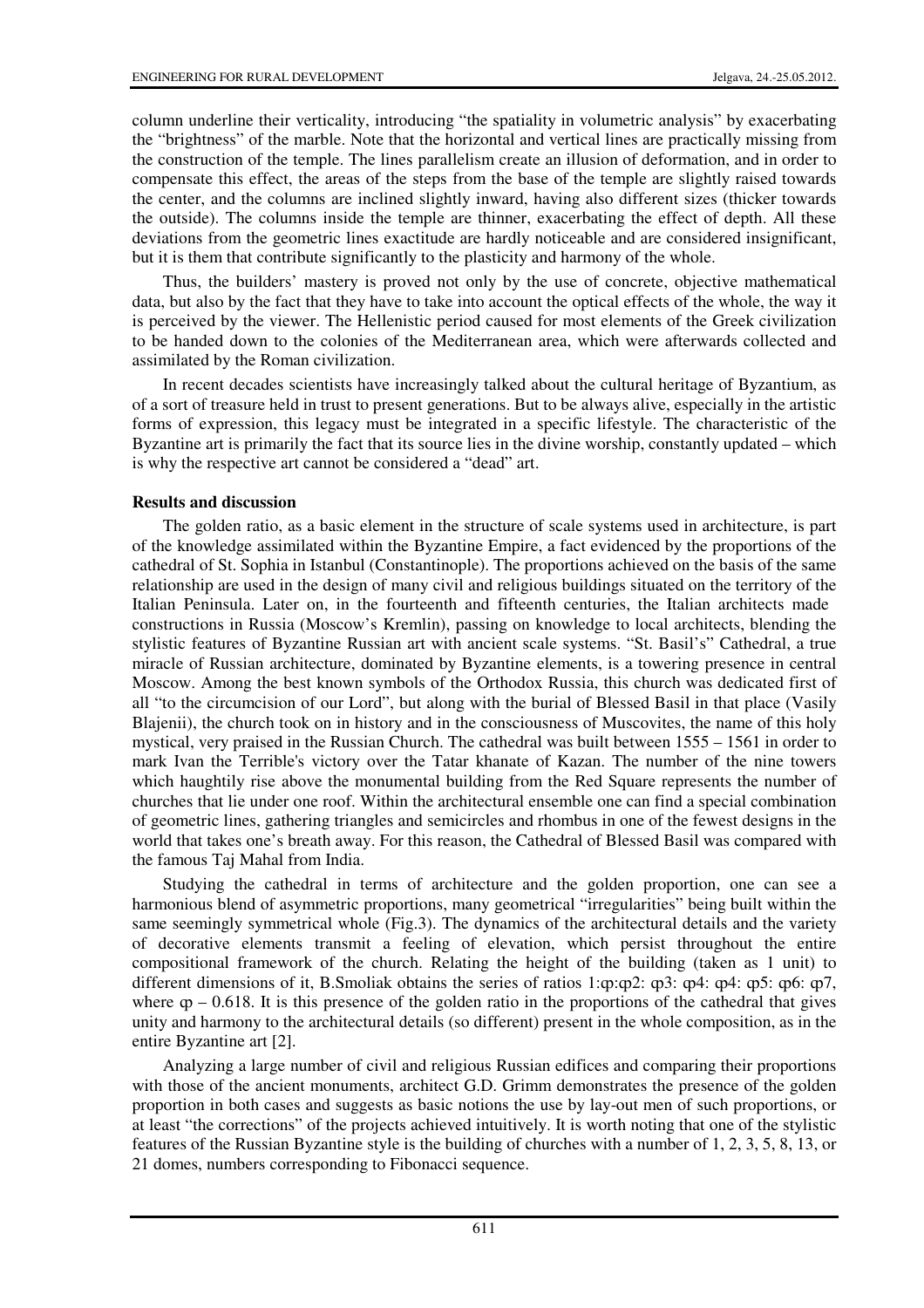column underline their verticality, introducing "the spatiality in volumetric analysis" by exacerbating the "brightness" of the marble. Note that the horizontal and vertical lines are practically missing from the construction of the temple. The lines parallelism create an illusion of deformation, and in order to compensate this effect, the areas of the steps from the base of the temple are slightly raised towards the center, and the columns are inclined slightly inward, having also different sizes (thicker towards the outside). The columns inside the temple are thinner, exacerbating the effect of depth. All these deviations from the geometric lines exactitude are hardly noticeable and are considered insignificant, but it is them that contribute significantly to the plasticity and harmony of the whole.

Thus, the builders' mastery is proved not only by the use of concrete, objective mathematical data, but also by the fact that they have to take into account the optical effects of the whole, the way it is perceived by the viewer. The Hellenistic period caused for most elements of the Greek civilization to be handed down to the colonies of the Mediterranean area, which were afterwards collected and assimilated by the Roman civilization.

In recent decades scientists have increasingly talked about the cultural heritage of Byzantium, as of a sort of treasure held in trust to present generations. But to be always alive, especially in the artistic forms of expression, this legacy must be integrated in a specific lifestyle. The characteristic of the Byzantine art is primarily the fact that its source lies in the divine worship, constantly updated – which is why the respective art cannot be considered a "dead" art.

**Results and discussion**

The golden ratio, as a basic element in the structure of scale systems used in architecture, is part of the knowledge assimilated within the Byzantine Empire, a fact evidenced by the proportions of the cathedral of St. Sophia in Istanbul (Constantinople). The proportions achieved on the basis of the same relationship are used in the design of many civil and religious buildings situated on the territory of the Italian Peninsula. Later on, in the fourteenth and fifteenth centuries, the Italian architects made constructions in Russia (Moscow's Kremlin), passing on knowledge to local architects, blending the stylistic features of Byzantine Russian art with ancient scale systems. "St. Basil's" Cathedral, a true miracle of Russian architecture, dominated by Byzantine elements, is a towering presence in central Moscow. Among the best known symbols of the Orthodox Russia, this church was dedicated first of all "to the circumcision of our Lord", but along with the burial of Blessed Basil in that place (Vasily Blajenii), the church took on in history and in the consciousness of Muscovites, the name of this holy mystical, very praised in the Russian Church. The cathedral was built between 1555 – 1561 in order to mark Ivan the Terrible's victory over the Tatar khanate of Kazan. The number of the nine towers which haughtily rise above the monumental building from the Red Square represents the number of churches that lie under one roof. Within the architectural ensemble one can find a special combination of geometric lines, gathering triangles and semicircles and rhombus in one of the fewest designs in the world that takes one's breath away. For this reason, the Cathedral of Blessed Basil was compared with the famous Taj Mahal from India.

Studying the cathedral in terms of architecture and the golden proportion, one can see a harmonious blend of asymmetric proportions, many geometrical "irregularities" being built within the same seemingly symmetrical whole (Fig.3). The dynamics of the architectural details and the variety of decorative elements transmit a feeling of elevation, which persist throughout the entire compositional framework of the church. Relating the height of the building (taken as 1 unit) to different dimensions of it, B.Smoliak obtains the series of ratios $1:\varphi:\varphi^2:\varphi^3:\varphi^4:\varphi^4:\varphi^5:\varphi^6:\varphi^7$, where $\varphi - 0.618$. It is this presence of the golden ratio in the proportions of the cathedral that gives unity and harmony to the architectural details (so different) present in the whole composition, as in the entire Byzantine art [2].

Analyzing a large number of civil and religious Russian edifices and comparing their proportions with those of the ancient monuments, architect G.D. Grimm demonstrates the presence of the golden proportion in both cases and suggests as basic notions the use by lay-out men of such proportions, or at least "the corrections" of the projects achieved intuitively. It is worth noting that one of the stylistic features of the Russian Byzantine style is the building of churches with a number of 1, 2, 3, 5, 8, 13, or 21 domes, numbers corresponding to Fibonacci sequence.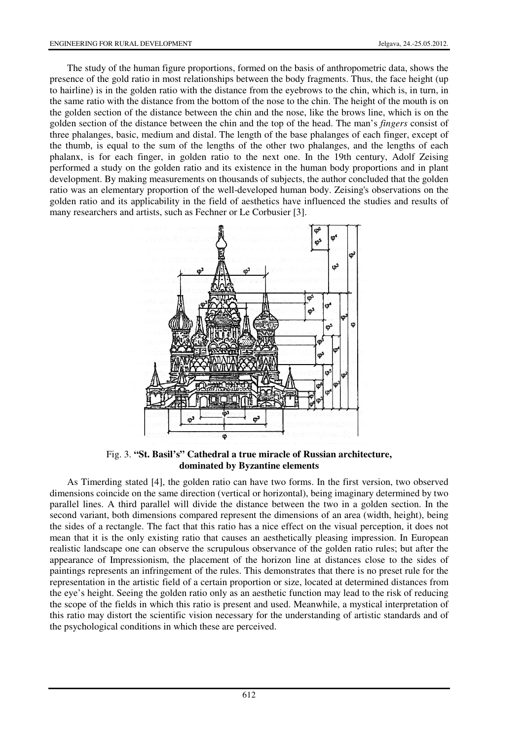The study of the human figure proportions, formed on the basis of anthropometric data, shows the presence of the gold ratio in most relationships between the body fragments. Thus, the face height (up to hairline) is in the golden ratio with the distance from the eyebrows to the chin, which is, in turn, in the same ratio with the distance from the bottom of the nose to the chin. The height of the mouth is on the golden section of the distance between the chin and the nose, like the brows line, which is on the golden section of the distance between the chin and the top of the head. The man's *fingers* consist of three phalanges, basic, medium and distal. The length of the base phalanges of each finger, except of the thumb, is equal to the sum of the lengths of the other two phalanges, and the lengths of each phalanx, is for each finger, in golden ratio to the next one. In the 19th century, Adolf Zeising performed a study on the golden ratio and its existence in the human body proportions and in plant development. By making measurements on thousands of subjects, the author concluded that the golden ratio was an elementary proportion of the well-developed human body. Zeising's observations on the golden ratio and its applicability in the field of aesthetics have influenced the studies and results of many researchers and artists, such as Fechner or Le Corbusier [3].

$\varphi^6$ $\varphi^5$ $\varphi^4$ $\varphi^3$ $\varphi^2$ $\varphi^3$ $\varphi^3$ $\varphi^5$ $\varphi^5$ $\varphi^4$ $\varphi^5$ $\varphi^3$ $\varphi$ $\varphi^5$ $\varphi^5$ $\varphi^4$ $\varphi^5$ $\varphi^6$ $\varphi^4$ $\varphi^3$ $\varphi^2$ $\varphi^6$ $\varphi^5$ $\varphi^3$ $\varphi^3$ $\varphi^3$ $\varphi$

Fig. 3. **"St. Basil's" Cathedral a true miracle of Russian architecture, dominated by Byzantine elements**

As Timerding stated [4], the golden ratio can have two forms. In the first version, two observed dimensions coincide on the same direction (vertical or horizontal), being imaginary determined by two parallel lines. A third parallel will divide the distance between the two in a golden section. In the second variant, both dimensions compared represent the dimensions of an area (width, height), being the sides of a rectangle. The fact that this ratio has a nice effect on the visual perception, it does not mean that it is the only existing ratio that causes an aesthetically pleasing impression. In European realistic landscape one can observe the scrupulous observance of the golden ratio rules; but after the appearance of Impressionism, the placement of the horizon line at distances close to the sides of paintings represents an infringement of the rules. This demonstrates that there is no preset rule for the representation in the artistic field of a certain proportion or size, located at determined distances from the eye's height. Seeing the golden ratio only as an aesthetic function may lead to the risk of reducing the scope of the fields in which this ratio is present and used. Meanwhile, a mystical interpretation of this ratio may distort the scientific vision necessary for the understanding of artistic standards and of the psychological conditions in which these are perceived.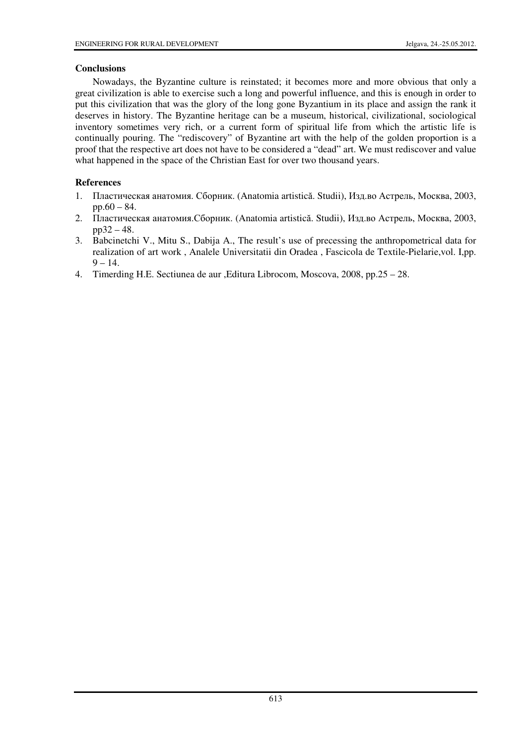## Conclusions

Nowadays, the Byzantine culture is reinstated; it becomes more and more obvious that only a great civilization is able to exercise such a long and powerful influence, and this is enough in order to put this civilization that was the glory of the long gone Byzantium in its place and assign the rank it deserves in history. The Byzantine heritage can be a museum, historical, civilizational, sociological inventory sometimes very rich, or a current form of spiritual life from which the artistic life is continually pouring. The "rediscovery" of Byzantine art with the help of the golden proportion is a proof that the respective art does not have to be considered a "dead" art. We must rediscover and value what happened in the space of the Christian East for over two thousand years.

## References

1. Пластическая анатомия. Сборник. (Anatomia artistică. Studii), Изд.во Астрель, Москва, 2003, pp.60 – 84.
2. Пластическая анатомия.Сборник. (Anatomia artistică. Studii), Изд.во Астрель, Москва, 2003, pp32 – 48.
3. Babcinetchi V., Mitu S., Dabija A., The result's use of precessing the anthropometrical data for realization of art work , Analele Universitatii din Oradea , Fascicola de Textile-Pielarie,vol. I,pp. 9 – 14.
4. Timerding H.E. Sectiunea de aur ,Editura Librocom, Moscova, 2008, pp.25 – 28.